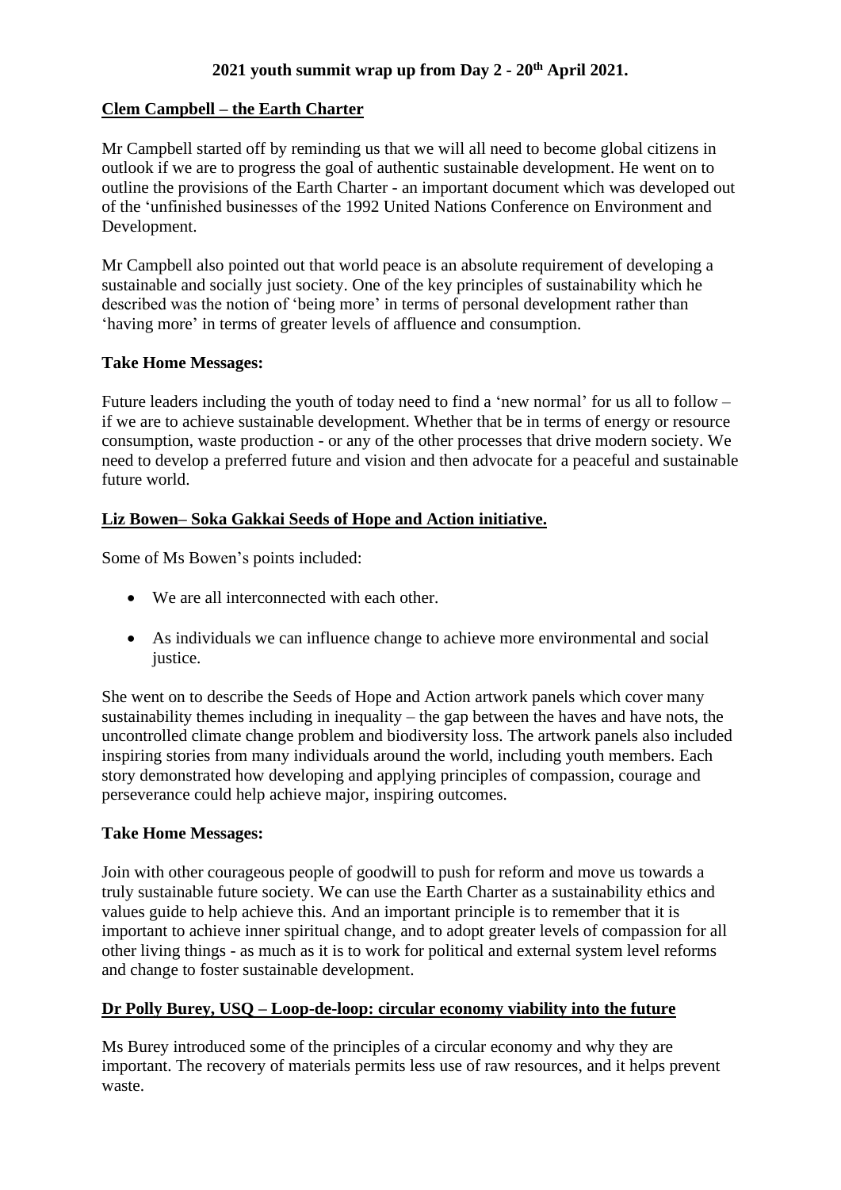**2021 youth summit wrap up from Day 2 - 20th April 2021.**

**Clem Campbell – the Earth Charter**

Mr Campbell started off by reminding us that we will all need to become global citizens in outlook if we are to progress the goal of authentic sustainable development. He went on to outline the provisions of the Earth Charter - an important document which was developed out of the 'unfinished businesses of the 1992 United Nations Conference on Environment and Development.

Mr Campbell also pointed out that world peace is an absolute requirement of developing a sustainable and socially just society. One of the key principles of sustainability which he described was the notion of 'being more' in terms of personal development rather than 'having more' in terms of greater levels of affluence and consumption.

**Take Home Messages:**

Future leaders including the youth of today need to find a 'new normal' for us all to follow – if we are to achieve sustainable development. Whether that be in terms of energy or resource consumption, waste production - or any of the other processes that drive modern society. We need to develop a preferred future and vision and then advocate for a peaceful and sustainable future world.

**Liz Bowen– Soka Gakkai Seeds of Hope and Action initiative.**

Some of Ms Bowen's points included:

- We are all interconnected with each other.
- As individuals we can influence change to achieve more environmental and social justice.

She went on to describe the Seeds of Hope and Action artwork panels which cover many sustainability themes including in inequality – the gap between the haves and have nots, the uncontrolled climate change problem and biodiversity loss. The artwork panels also included inspiring stories from many individuals around the world, including youth members. Each story demonstrated how developing and applying principles of compassion, courage and perseverance could help achieve major, inspiring outcomes.

**Take Home Messages:**

Join with other courageous people of goodwill to push for reform and move us towards a truly sustainable future society. We can use the Earth Charter as a sustainability ethics and values guide to help achieve this. And an important principle is to remember that it is important to achieve inner spiritual change, and to adopt greater levels of compassion for all other living things - as much as it is to work for political and external system level reforms and change to foster sustainable development.

**Dr Polly Burey, USQ – Loop-de-loop: circular economy viability into the future**

Ms Burey introduced some of the principles of a circular economy and why they are important. The recovery of materials permits less use of raw resources, and it helps prevent waste.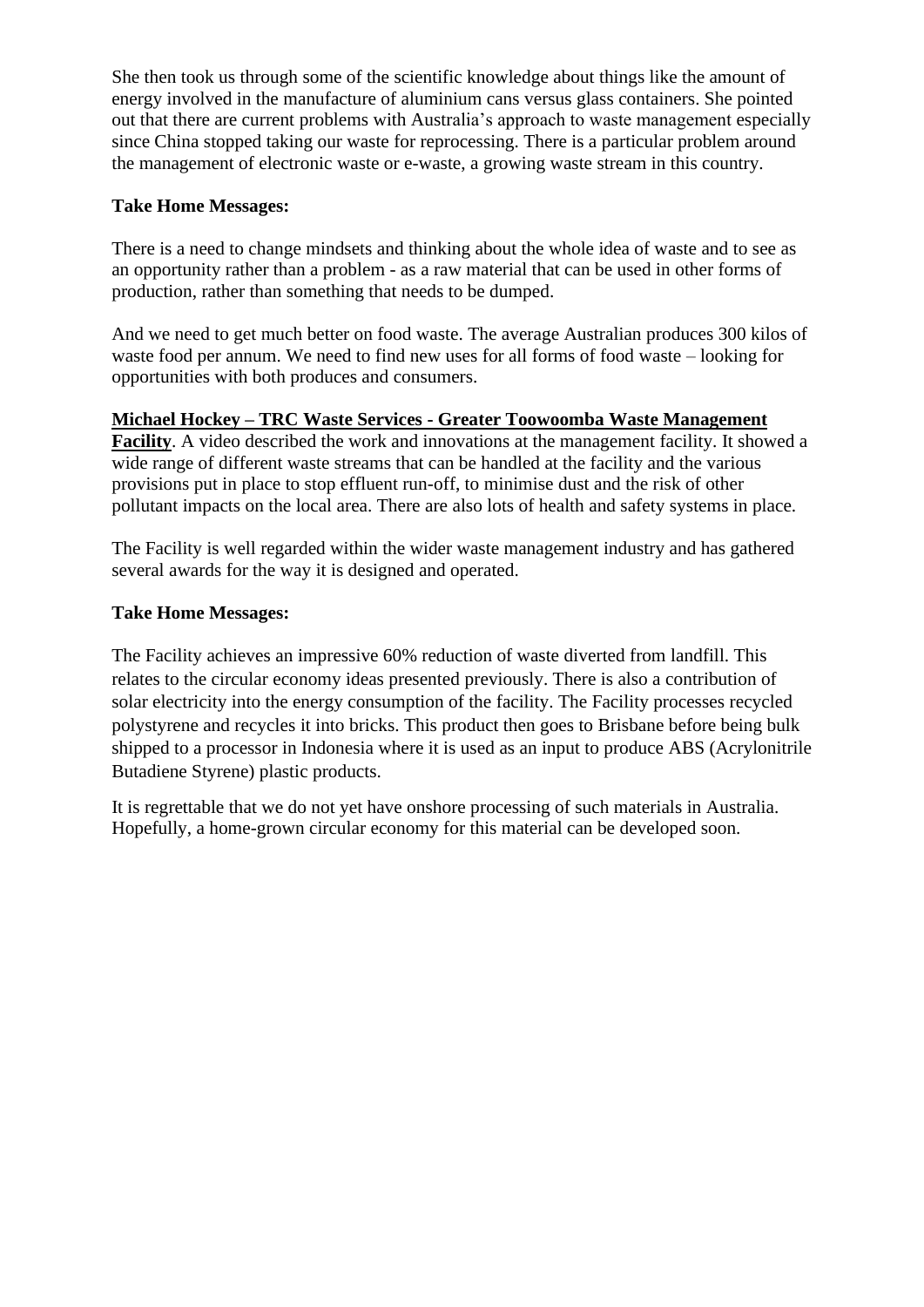She then took us through some of the scientific knowledge about things like the amount of energy involved in the manufacture of aluminium cans versus glass containers. She pointed out that there are current problems with Australia's approach to waste management especially since China stopped taking our waste for reprocessing. There is a particular problem around the management of electronic waste or e-waste, a growing waste stream in this country.

**Take Home Messages:**

There is a need to change mindsets and thinking about the whole idea of waste and to see as an opportunity rather than a problem - as a raw material that can be used in other forms of production, rather than something that needs to be dumped.

And we need to get much better on food waste. The average Australian produces 300 kilos of waste food per annum. We need to find new uses for all forms of food waste – looking for opportunities with both produces and consumers.

**Michael Hockey – TRC Waste Services - Greater Toowoomba Waste Management Facility**. A video described the work and innovations at the management facility. It showed a wide range of different waste streams that can be handled at the facility and the various provisions put in place to stop effluent run-off, to minimise dust and the risk of other pollutant impacts on the local area. There are also lots of health and safety systems in place.

The Facility is well regarded within the wider waste management industry and has gathered several awards for the way it is designed and operated.

**Take Home Messages:**

The Facility achieves an impressive 60% reduction of waste diverted from landfill. This relates to the circular economy ideas presented previously. There is also a contribution of solar electricity into the energy consumption of the facility. The Facility processes recycled polystyrene and recycles it into bricks. This product then goes to Brisbane before being bulk shipped to a processor in Indonesia where it is used as an input to produce ABS (Acrylonitrile Butadiene Styrene) plastic products.

It is regrettable that we do not yet have onshore processing of such materials in Australia. Hopefully, a home-grown circular economy for this material can be developed soon.